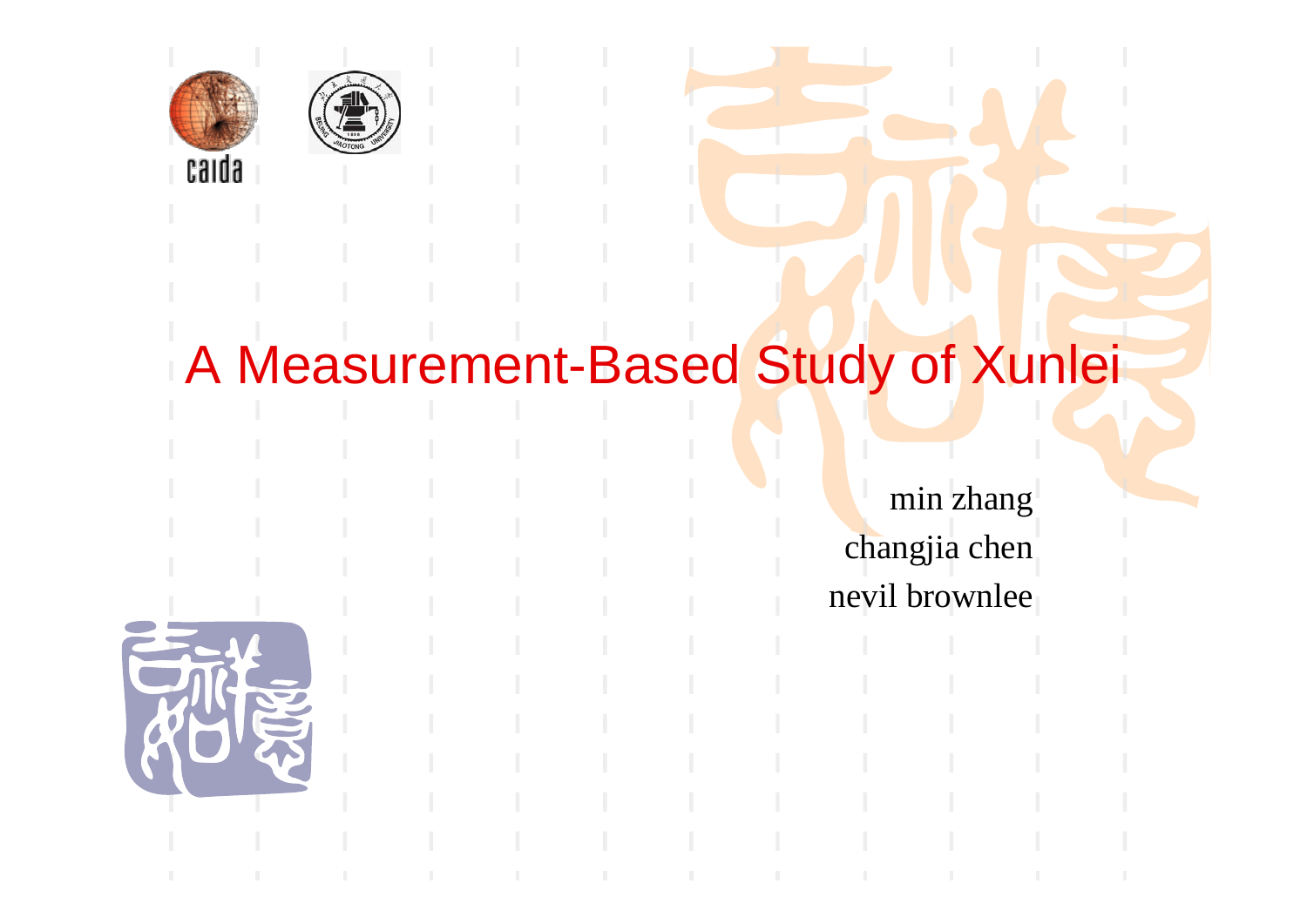# A Measurement-Based Study of Xunlei

min zhang

changjia chen

nevil brownlee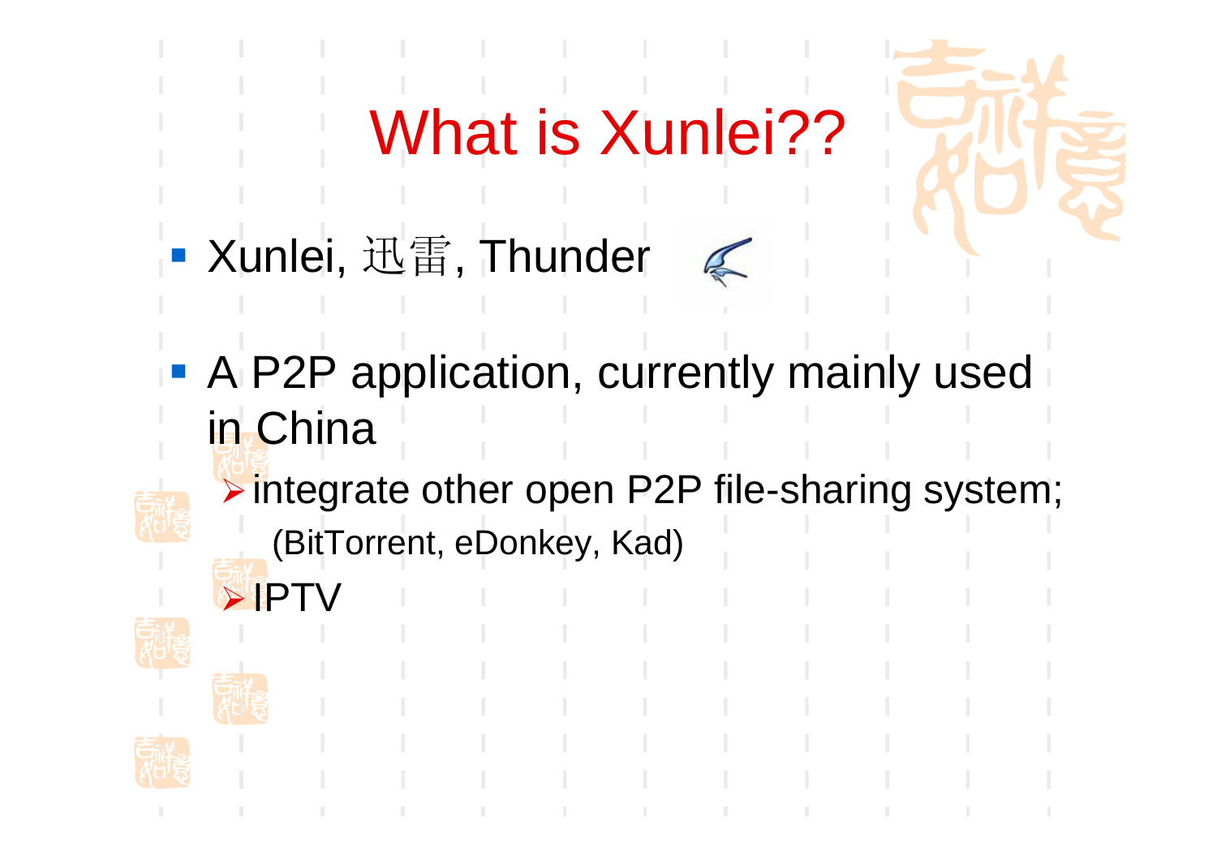# What is Xunlei??

- Xunlei, 迅雷, Thunder

- A P2P application, currently mainly used in China
  - integrate other open P2P file-sharing system; (BitTorrent, eDonkey, Kad)
  - IPTV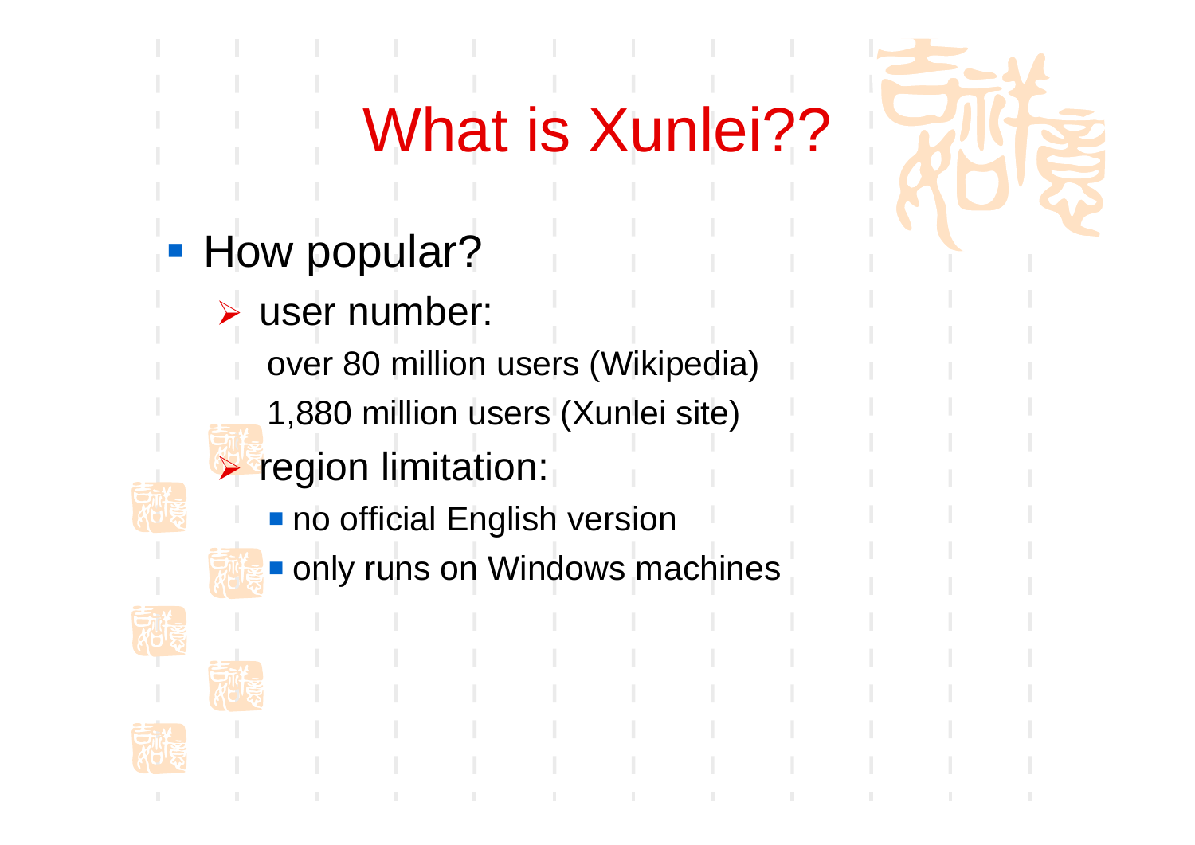# What is Xunlei??

- How popular?
  - user number:
    
    over 80 million users (Wikipedia)
    
    1,880 million users (Xunlei site)
  - region limitation:
    - no official English version
    - only runs on Windows machines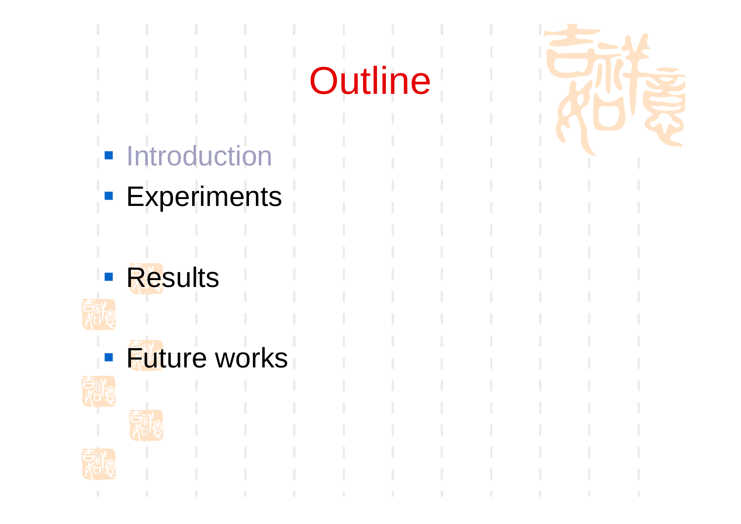# Outline

- Introduction
- Experiments
- Results
- Future works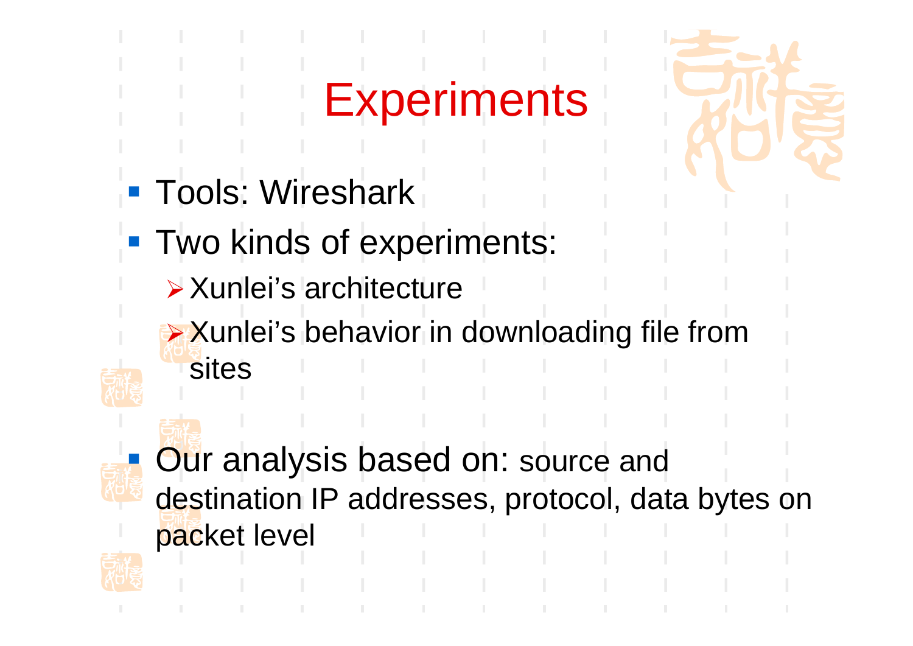# Experiments

- Tools: Wireshark
- Two kinds of experiments:
  - Xunlei's architecture
  - Xunlei's behavior in downloading file from sites
- Our analysis based on: source and destination IP addresses, protocol, data bytes on packet level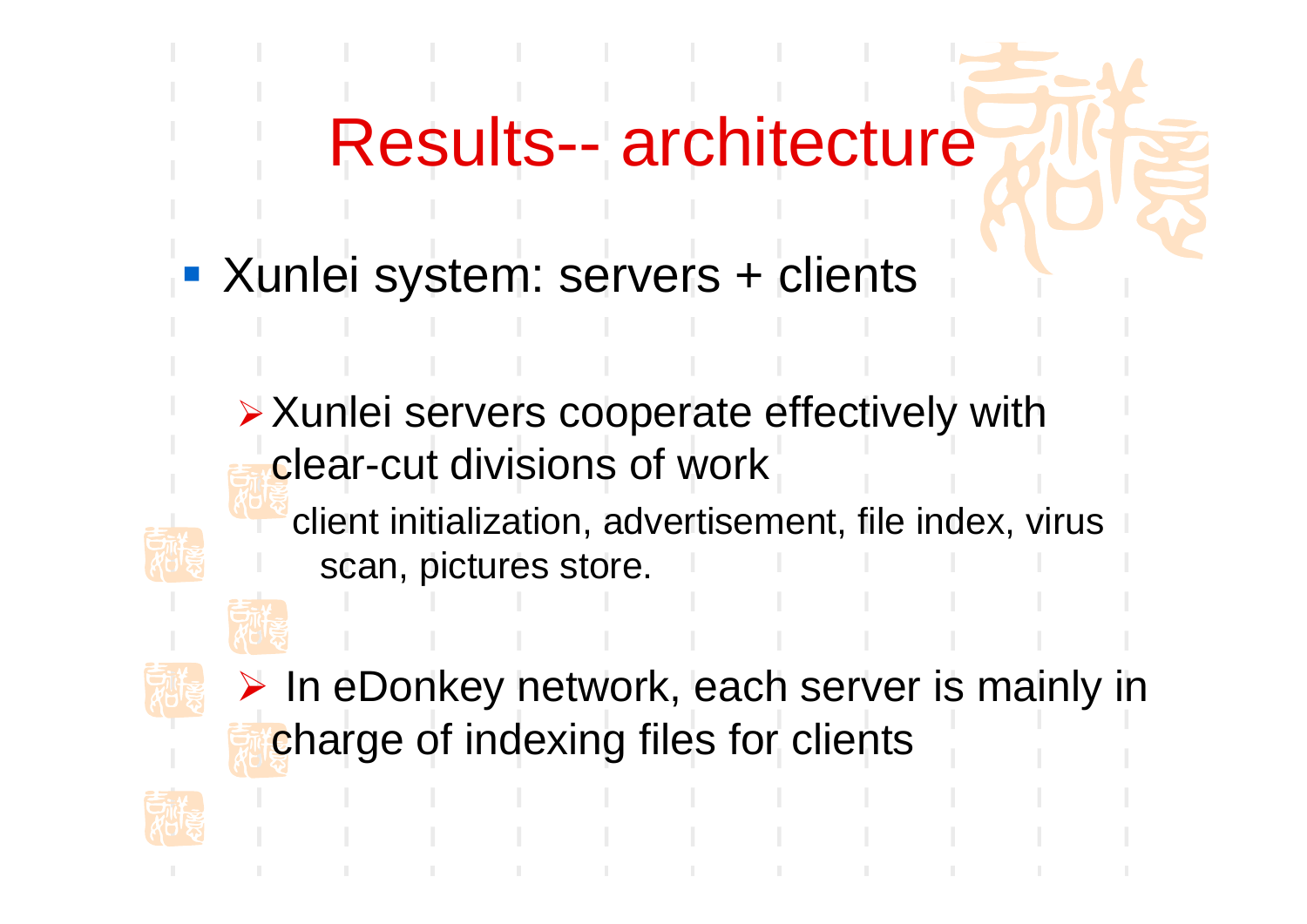# Results-- architecture

- Xunlei system: servers + clients

  - Xunlei servers cooperate effectively with clear-cut divisions of work

    client initialization, advertisement, file index, virus scan, pictures store.

  - In eDonkey network, each server is mainly in charge of indexing files for clients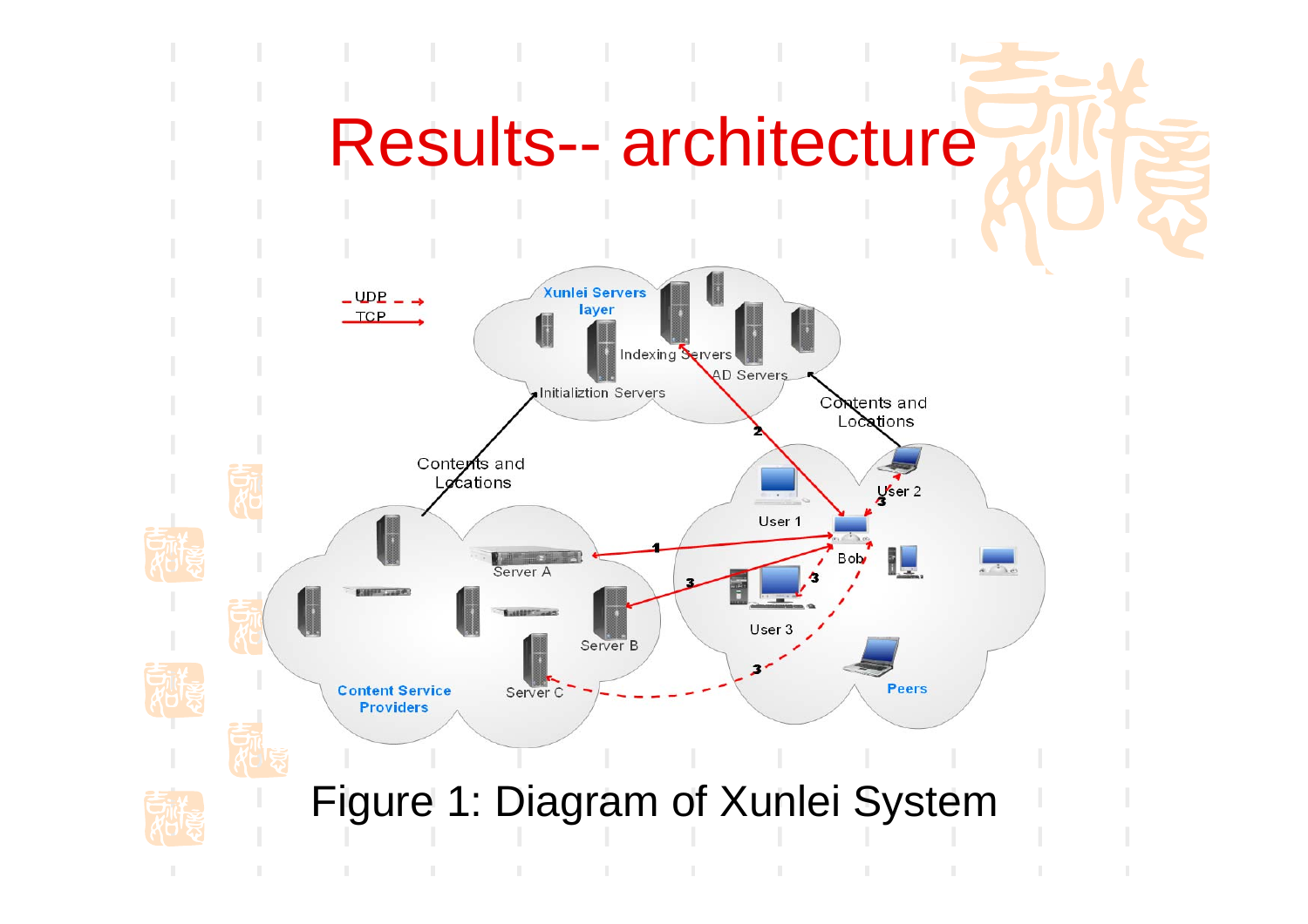# Results-- architecture

UDP

TCP

Xunlei Servers layer

Indexing Servers

AD Servers

Initializtion Servers

Contents and Locations

Contents and Locations

User 1

User 2

Bob

User 3

Peers

Server A

Server B

Server C

Content Service Providers

1

2

3

Figure 1: Diagram of Xunlei System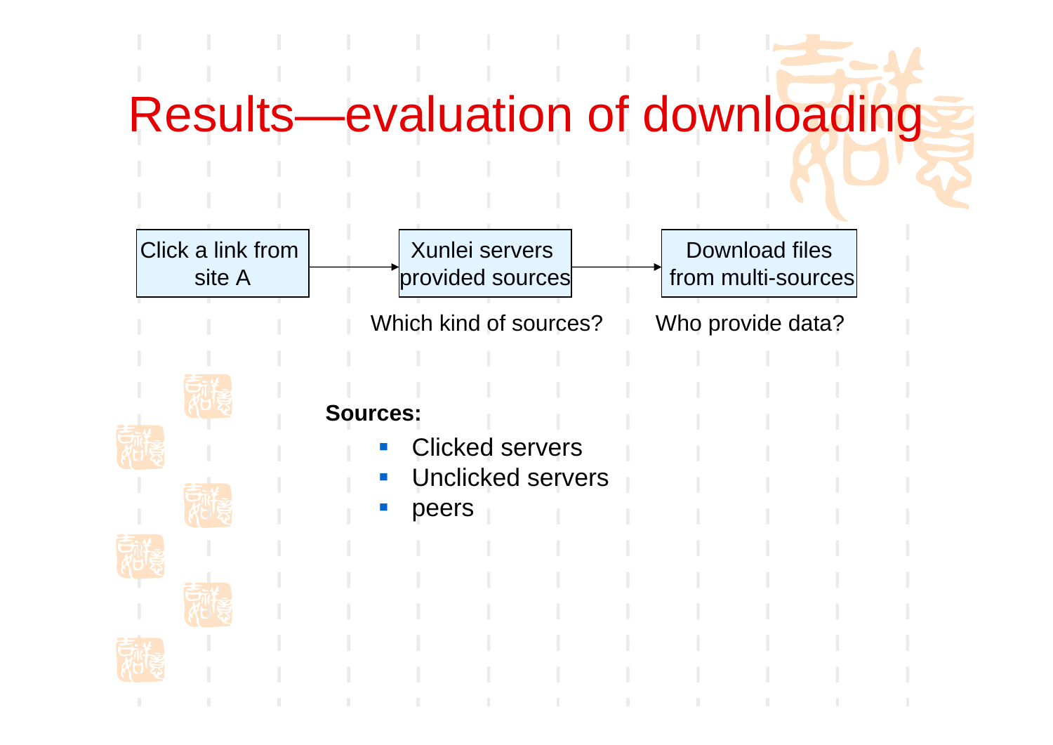# Results—evaluation of downloading

Click a link from site A → Xunlei servers provided sources → Download files from multi-sources

Which kind of sources?

Who provide data?

**Sources:**

- Clicked servers
- Unclicked servers
- peers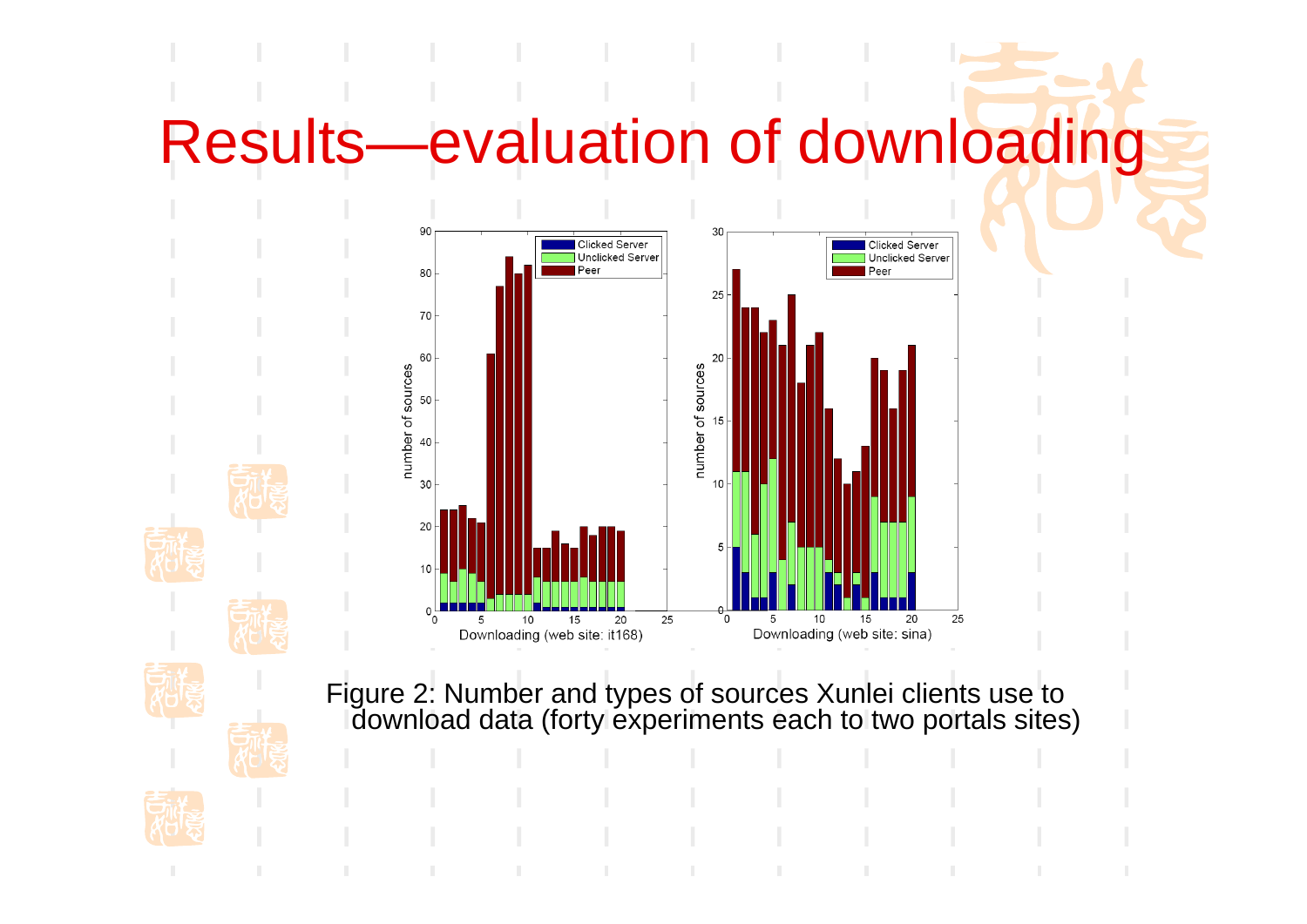# Results—evaluation of downloading

Figure 2: Number and types of sources Xunlei clients use to download data (forty experiments each to two portals sites)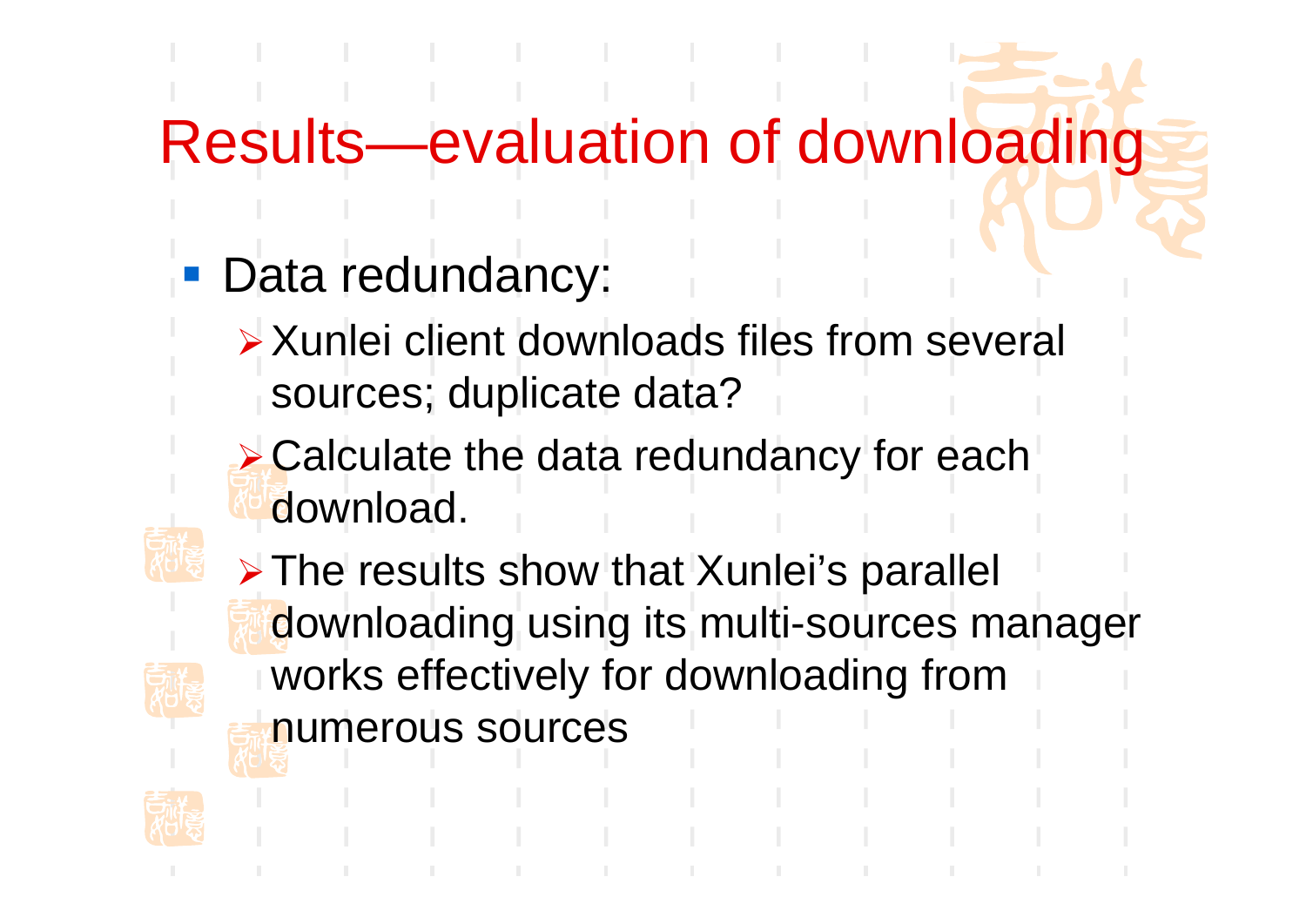# Results—evaluation of downloading

- Data redundancy:
  - Xunlei client downloads files from several sources; duplicate data?
  - Calculate the data redundancy for each download.
  - The results show that Xunlei's parallel downloading using its multi-sources manager works effectively for downloading from numerous sources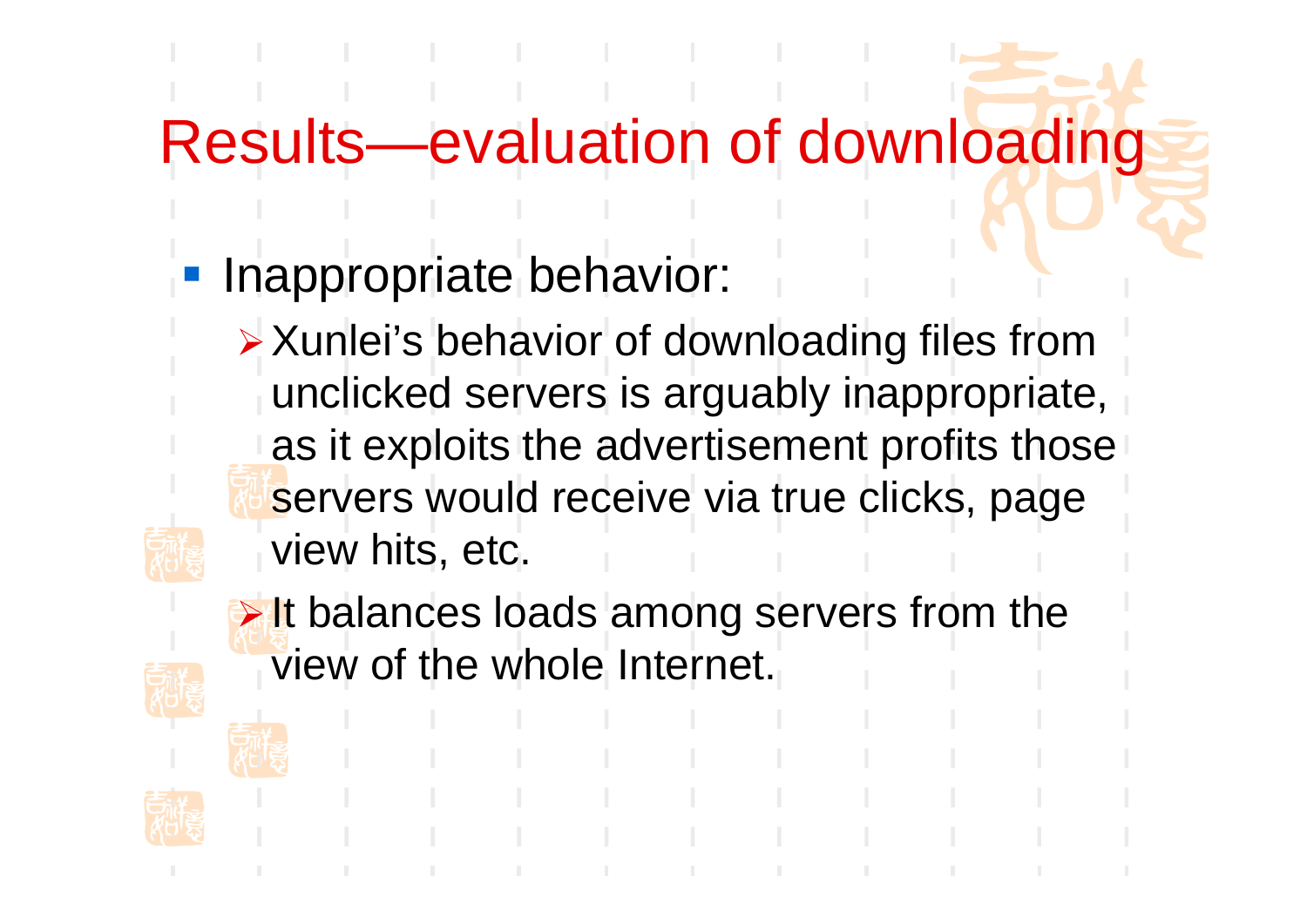# Results—evaluation of downloading

- Inappropriate behavior:
  - Xunlei's behavior of downloading files from unclicked servers is arguably inappropriate, as it exploits the advertisement profits those servers would receive via true clicks, page view hits, etc.
  - It balances loads among servers from the view of the whole Internet.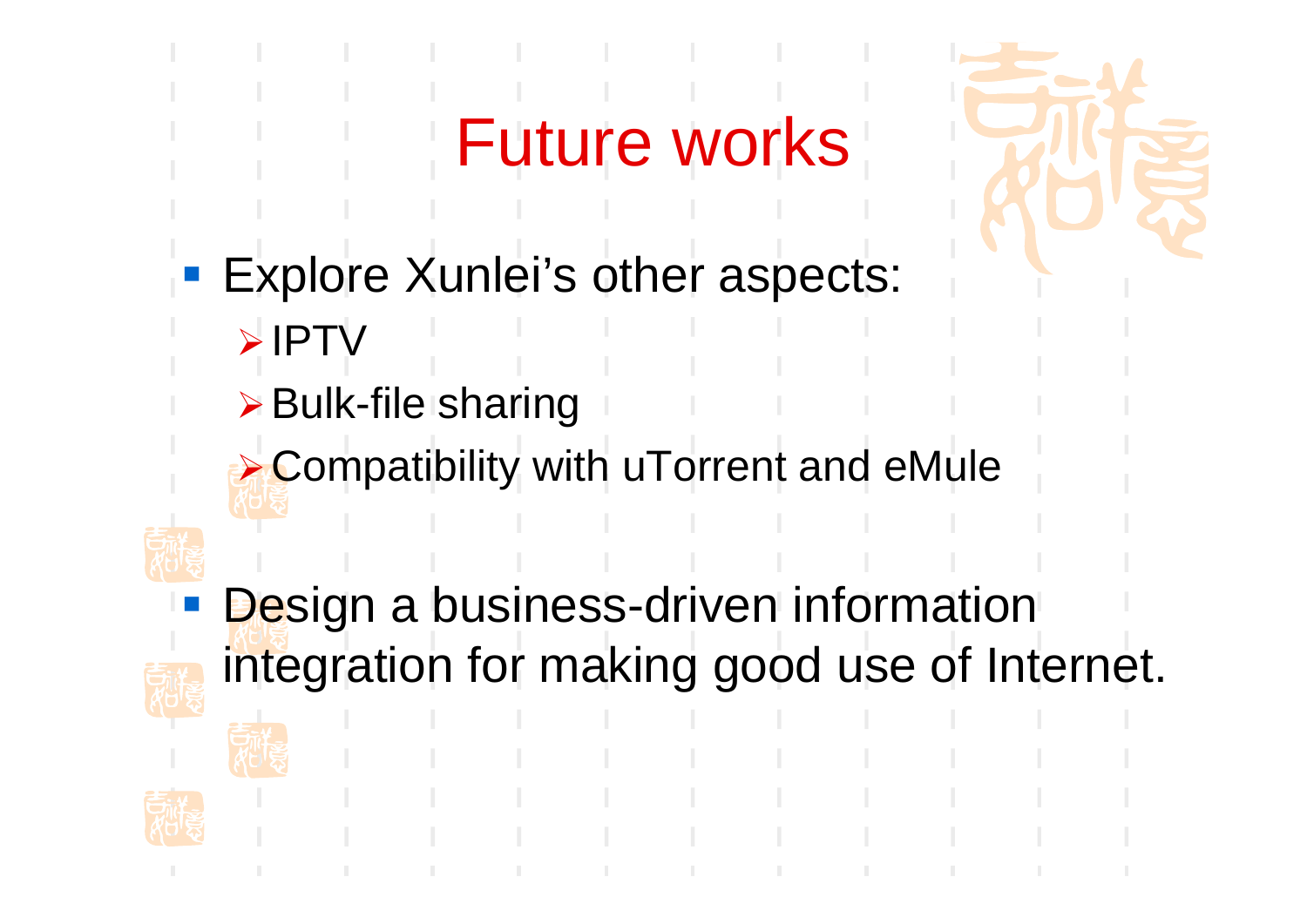# Future works

- Explore Xunlei's other aspects:
  - IPTV
  - Bulk-file sharing
  - Compatibility with uTorrent and eMule

- Design a business-driven information integration for making good use of Internet.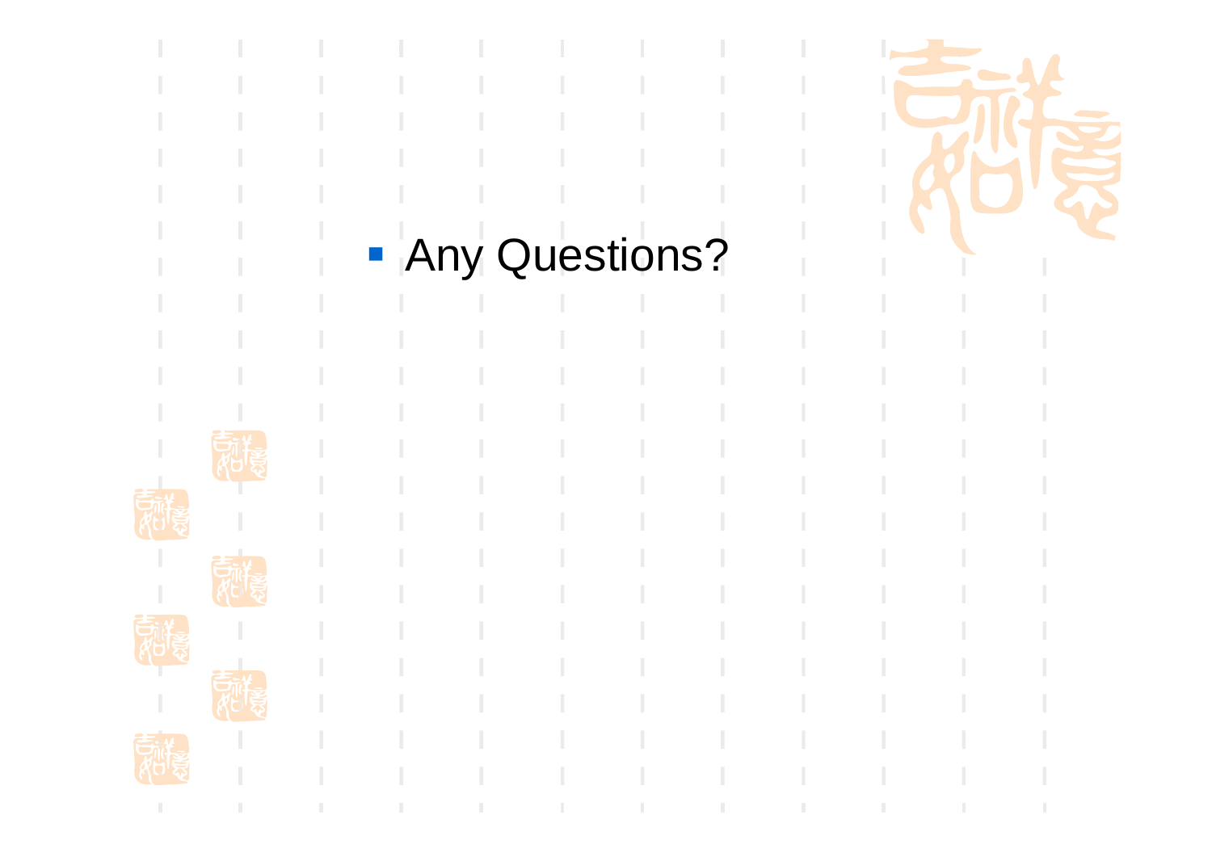- Any Questions?